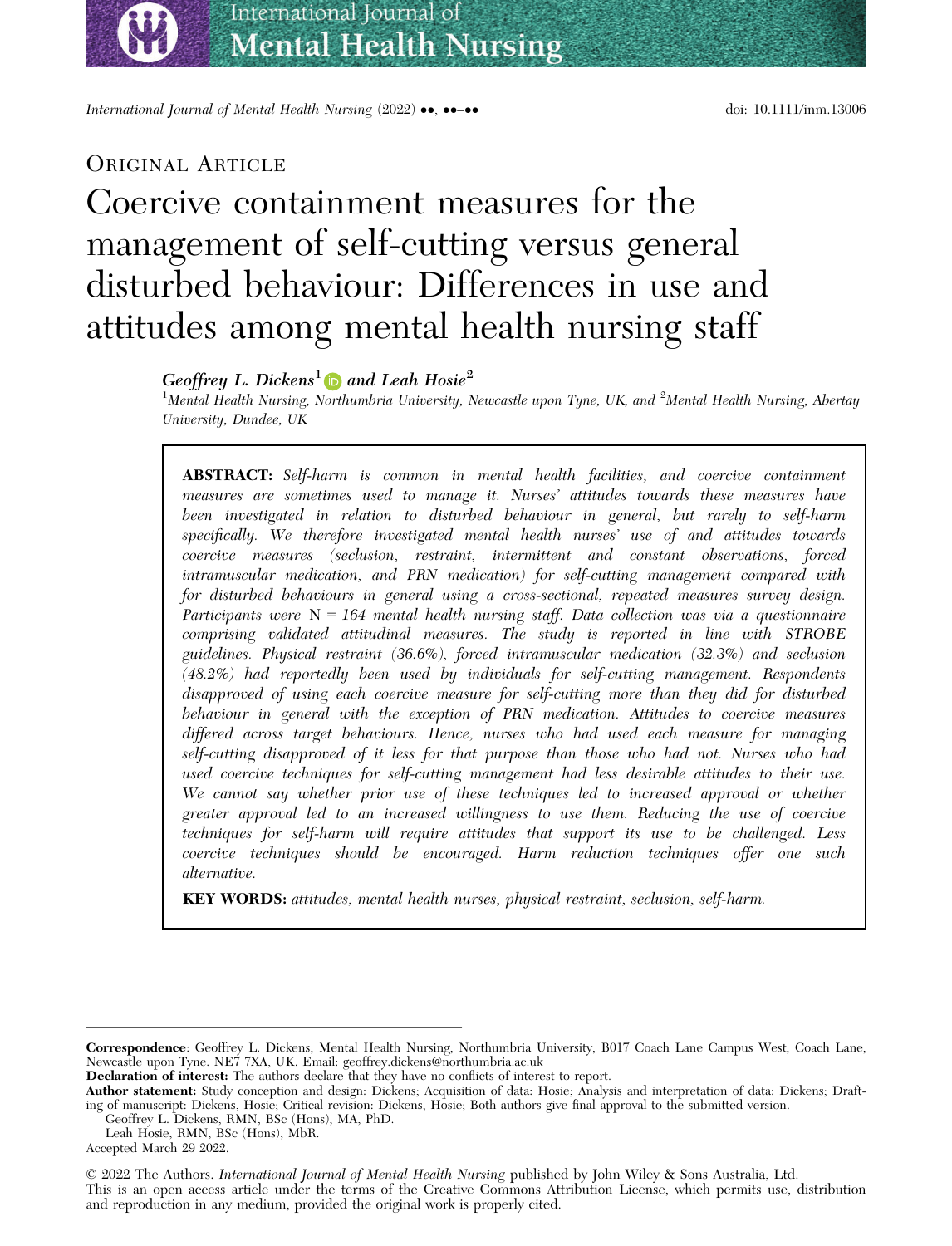Original Article

# Coercive containment measures for the management of self-cutting versus general disturbed behaviour: Differences in use and attitudes among mental health nursing staff

***Geoffrey L. Dickens***[1] ***and Leah Hosie***[2]

[1]*Mental Health Nursing, Northumbria University, Newcastle upon Tyne, UK, and* [2]*Mental Health Nursing, Abertay University, Dundee, UK*

**ABSTRACT:** *Self-harm is common in mental health facilities, and coercive containment measures are sometimes used to manage it. Nurses' attitudes towards these measures have been investigated in relation to disturbed behaviour in general, but rarely to self-harm specifically. We therefore investigated mental health nurses' use of and attitudes towards coercive measures (seclusion, restraint, intermittent and constant observations, forced intramuscular medication, and PRN medication) for self-cutting management compared with for disturbed behaviours in general using a cross-sectional, repeated measures survey design. Participants were* N = *164 mental health nursing staff. Data collection was via a questionnaire comprising validated attitudinal measures. The study is reported in line with STROBE guidelines. Physical restraint (36.6%), forced intramuscular medication (32.3%) and seclusion (48.2%) had reportedly been used by individuals for self-cutting management. Respondents disapproved of using each coercive measure for self-cutting more than they did for disturbed behaviour in general with the exception of PRN medication. Attitudes to coercive measures differed across target behaviours. Hence, nurses who had used each measure for managing self-cutting disapproved of it less for that purpose than those who had not. Nurses who had used coercive techniques for self-cutting management had less desirable attitudes to their use. We cannot say whether prior use of these techniques led to increased approval or whether greater approval led to an increased willingness to use them. Reducing the use of coercive techniques for self-harm will require attitudes that support its use to be challenged. Less coercive techniques should be encouraged. Harm reduction techniques offer one such alternative.*

**KEY WORDS:** *attitudes, mental health nurses, physical restraint, seclusion, self-harm.*

---

**Correspondence**: Geoffrey L. Dickens, Mental Health Nursing, Northumbria University, B017 Coach Lane Campus West, Coach Lane, Newcastle upon Tyne. NE7 7XA, UK. Email: geoffrey.dickens@northumbria.ac.uk

**Declaration of interest:** The authors declare that they have no conflicts of interest to report.

**Author statement:** Study conception and design: Dickens; Acquisition of data: Hosie; Analysis and interpretation of data: Dickens; Drafting of manuscript: Dickens, Hosie; Critical revision: Dickens, Hosie; Both authors give final approval to the submitted version.

Geoffrey L. Dickens, RMN, BSc (Hons), MA, PhD.

Leah Hosie, RMN, BSc (Hons), MbR.

Accepted March 29 2022.

© 2022 The Authors. *International Journal of Mental Health Nursing* published by John Wiley & Sons Australia, Ltd.
This is an open access article under the terms of the Creative Commons Attribution License, which permits use, distribution and reproduction in any medium, provided the original work is properly cited.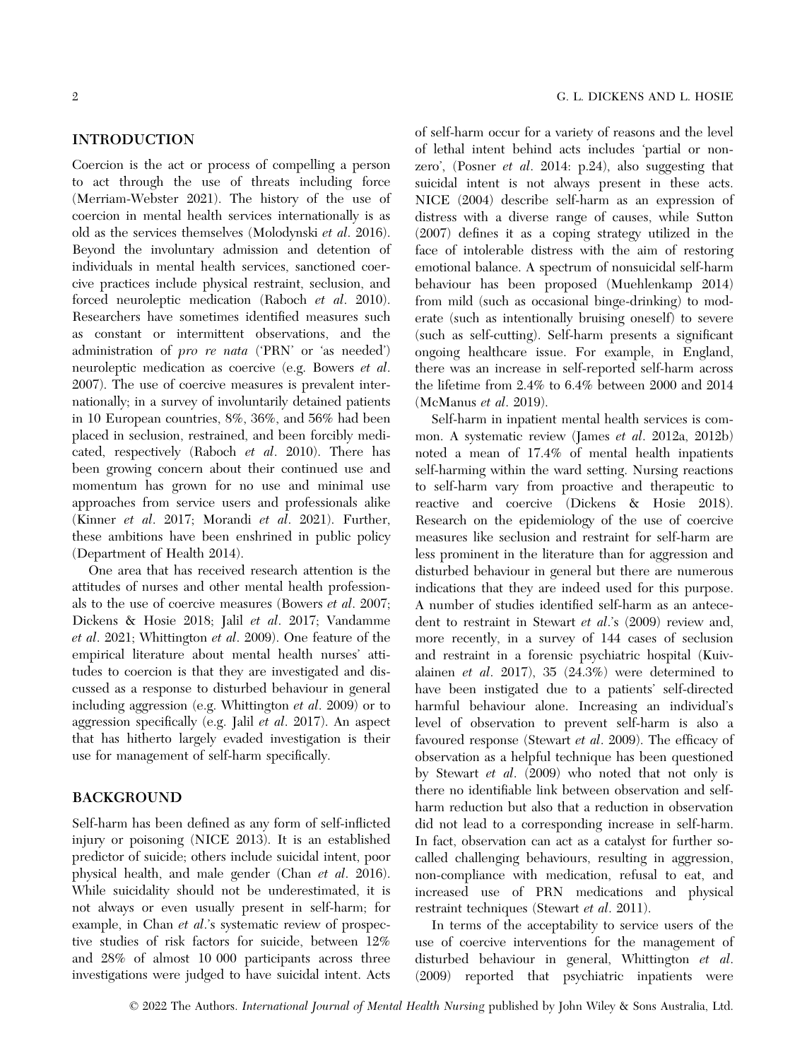## INTRODUCTION

Coercion is the act or process of compelling a person to act through the use of threats including force (Merriam-Webster 2021). The history of the use of coercion in mental health services internationally is as old as the services themselves (Molodynski *et al*. 2016). Beyond the involuntary admission and detention of individuals in mental health services, sanctioned coercive practices include physical restraint, seclusion, and forced neuroleptic medication (Raboch *et al*. 2010). Researchers have sometimes identified measures such as constant or intermittent observations, and the administration of *pro re nata* ('PRN' or 'as needed') neuroleptic medication as coercive (e.g. Bowers *et al*. 2007). The use of coercive measures is prevalent internationally; in a survey of involuntarily detained patients in 10 European countries, 8%, 36%, and 56% had been placed in seclusion, restrained, and been forcibly medicated, respectively (Raboch *et al*. 2010). There has been growing concern about their continued use and momentum has grown for no use and minimal use approaches from service users and professionals alike (Kinner *et al*. 2017; Morandi *et al*. 2021). Further, these ambitions have been enshrined in public policy (Department of Health 2014).

One area that has received research attention is the attitudes of nurses and other mental health professionals to the use of coercive measures (Bowers *et al*. 2007; Dickens & Hosie 2018; Jalil *et al*. 2017; Vandamme *et al*. 2021; Whittington *et al*. 2009). One feature of the empirical literature about mental health nurses' attitudes to coercion is that they are investigated and discussed as a response to disturbed behaviour in general including aggression (e.g. Whittington *et al*. 2009) or to aggression specifically (e.g. Jalil *et al*. 2017). An aspect that has hitherto largely evaded investigation is their use for management of self-harm specifically.

## BACKGROUND

Self-harm has been defined as any form of self-inflicted injury or poisoning (NICE 2013). It is an established predictor of suicide; others include suicidal intent, poor physical health, and male gender (Chan *et al*. 2016). While suicidality should not be underestimated, it is not always or even usually present in self-harm; for example, in Chan *et al*.'s systematic review of prospective studies of risk factors for suicide, between 12% and 28% of almost 10 000 participants across three investigations were judged to have suicidal intent. Acts of self-harm occur for a variety of reasons and the level of lethal intent behind acts includes 'partial or non-zero', (Posner *et al*. 2014: p.24), also suggesting that suicidal intent is not always present in these acts. NICE (2004) describe self-harm as an expression of distress with a diverse range of causes, while Sutton (2007) defines it as a coping strategy utilized in the face of intolerable distress with the aim of restoring emotional balance. A spectrum of nonsuicidal self-harm behaviour has been proposed (Muehlenkamp 2014) from mild (such as occasional binge-drinking) to moderate (such as intentionally bruising oneself) to severe (such as self-cutting). Self-harm presents a significant ongoing healthcare issue. For example, in England, there was an increase in self-reported self-harm across the lifetime from 2.4% to 6.4% between 2000 and 2014 (McManus *et al*. 2019).

Self-harm in inpatient mental health services is common. A systematic review (James *et al*. 2012a, 2012b) noted a mean of 17.4% of mental health inpatients self-harming within the ward setting. Nursing reactions to self-harm vary from proactive and therapeutic to reactive and coercive (Dickens & Hosie 2018). Research on the epidemiology of the use of coercive measures like seclusion and restraint for self-harm are less prominent in the literature than for aggression and disturbed behaviour in general but there are numerous indications that they are indeed used for this purpose. A number of studies identified self-harm as an antecedent to restraint in Stewart *et al*.'s (2009) review and, more recently, in a survey of 144 cases of seclusion and restraint in a forensic psychiatric hospital (Kuivalainen *et al*. 2017), 35 (24.3%) were determined to have been instigated due to a patients' self-directed harmful behaviour alone. Increasing an individual's level of observation to prevent self-harm is also a favoured response (Stewart *et al*. 2009). The efficacy of observation as a helpful technique has been questioned by Stewart *et al*. (2009) who noted that not only is there no identifiable link between observation and self-harm reduction but also that a reduction in observation did not lead to a corresponding increase in self-harm. In fact, observation can act as a catalyst for further so-called challenging behaviours, resulting in aggression, non-compliance with medication, refusal to eat, and increased use of PRN medications and physical restraint techniques (Stewart *et al*. 2011).

In terms of the acceptability to service users of the use of coercive interventions for the management of disturbed behaviour in general, Whittington *et al*. (2009) reported that psychiatric inpatients were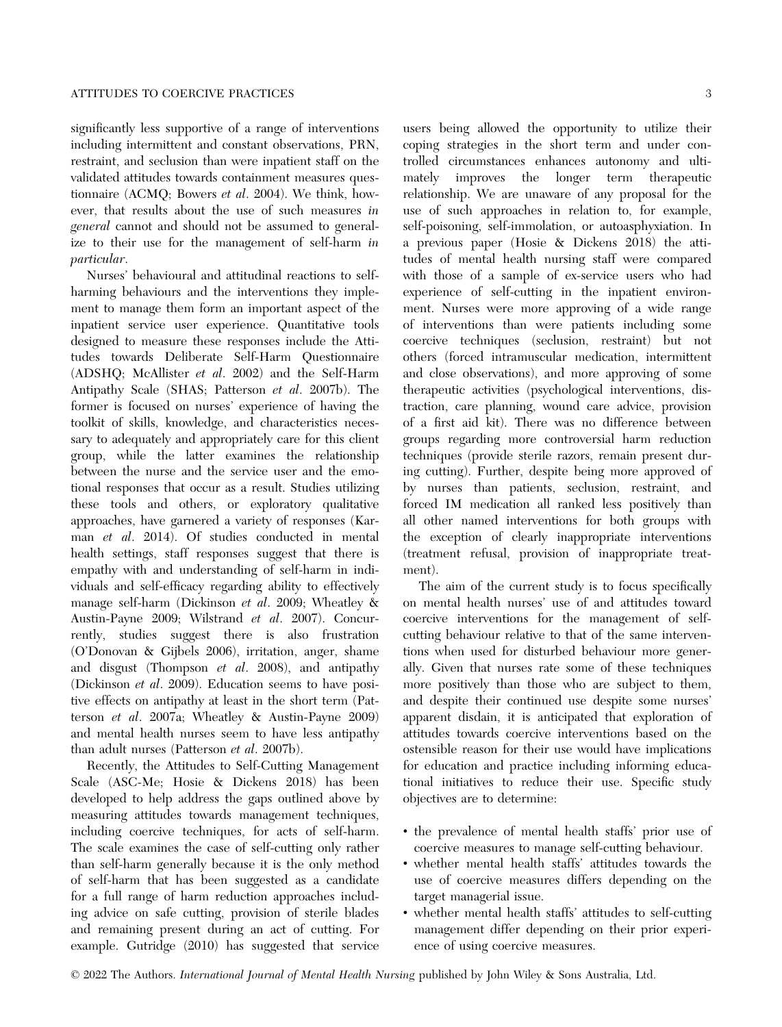significantly less supportive of a range of interventions including intermittent and constant observations, PRN, restraint, and seclusion than were inpatient staff on the validated attitudes towards containment measures questionnaire (ACMQ; Bowers *et al*. 2004). We think, however, that results about the use of such measures *in general* cannot and should not be assumed to generalize to their use for the management of self-harm *in particular*.

Nurses' behavioural and attitudinal reactions to self-harming behaviours and the interventions they implement to manage them form an important aspect of the inpatient service user experience. Quantitative tools designed to measure these responses include the Attitudes towards Deliberate Self-Harm Questionnaire (ADSHQ; McAllister *et al*. 2002) and the Self-Harm Antipathy Scale (SHAS; Patterson *et al*. 2007b). The former is focused on nurses' experience of having the toolkit of skills, knowledge, and characteristics necessary to adequately and appropriately care for this client group, while the latter examines the relationship between the nurse and the service user and the emotional responses that occur as a result. Studies utilizing these tools and others, or exploratory qualitative approaches, have garnered a variety of responses (Karman *et al*. 2014). Of studies conducted in mental health settings, staff responses suggest that there is empathy with and understanding of self-harm in individuals and self-efficacy regarding ability to effectively manage self-harm (Dickinson *et al*. 2009; Wheatley & Austin-Payne 2009; Wilstrand *et al*. 2007). Concurrently, studies suggest there is also frustration (O'Donovan & Gijbels 2006), irritation, anger, shame and disgust (Thompson *et al*. 2008), and antipathy (Dickinson *et al*. 2009). Education seems to have positive effects on antipathy at least in the short term (Patterson *et al*. 2007a; Wheatley & Austin-Payne 2009) and mental health nurses seem to have less antipathy than adult nurses (Patterson *et al*. 2007b).

Recently, the Attitudes to Self-Cutting Management Scale (ASC-Me; Hosie & Dickens 2018) has been developed to help address the gaps outlined above by measuring attitudes towards management techniques, including coercive techniques, for acts of self-harm. The scale examines the case of self-cutting only rather than self-harm generally because it is the only method of self-harm that has been suggested as a candidate for a full range of harm reduction approaches including advice on safe cutting, provision of sterile blades and remaining present during an act of cutting. For example. Gutridge (2010) has suggested that service users being allowed the opportunity to utilize their coping strategies in the short term and under controlled circumstances enhances autonomy and ultimately improves the longer term therapeutic relationship. We are unaware of any proposal for the use of such approaches in relation to, for example, self-poisoning, self-immolation, or autoasphyxiation. In a previous paper (Hosie & Dickens 2018) the attitudes of mental health nursing staff were compared with those of a sample of ex-service users who had experience of self-cutting in the inpatient environment. Nurses were more approving of a wide range of interventions than were patients including some coercive techniques (seclusion, restraint) but not others (forced intramuscular medication, intermittent and close observations), and more approving of some therapeutic activities (psychological interventions, distraction, care planning, wound care advice, provision of a first aid kit). There was no difference between groups regarding more controversial harm reduction techniques (provide sterile razors, remain present during cutting). Further, despite being more approved of by nurses than patients, seclusion, restraint, and forced IM medication all ranked less positively than all other named interventions for both groups with the exception of clearly inappropriate interventions (treatment refusal, provision of inappropriate treatment).

The aim of the current study is to focus specifically on mental health nurses' use of and attitudes toward coercive interventions for the management of self-cutting behaviour relative to that of the same interventions when used for disturbed behaviour more generally. Given that nurses rate some of these techniques more positively than those who are subject to them, and despite their continued use despite some nurses' apparent disdain, it is anticipated that exploration of attitudes towards coercive interventions based on the ostensible reason for their use would have implications for education and practice including informing educational initiatives to reduce their use. Specific study objectives are to determine:

- the prevalence of mental health staffs' prior use of coercive measures to manage self-cutting behaviour.
- whether mental health staffs' attitudes towards the use of coercive measures differs depending on the target managerial issue.
- whether mental health staffs' attitudes to self-cutting management differ depending on their prior experience of using coercive measures.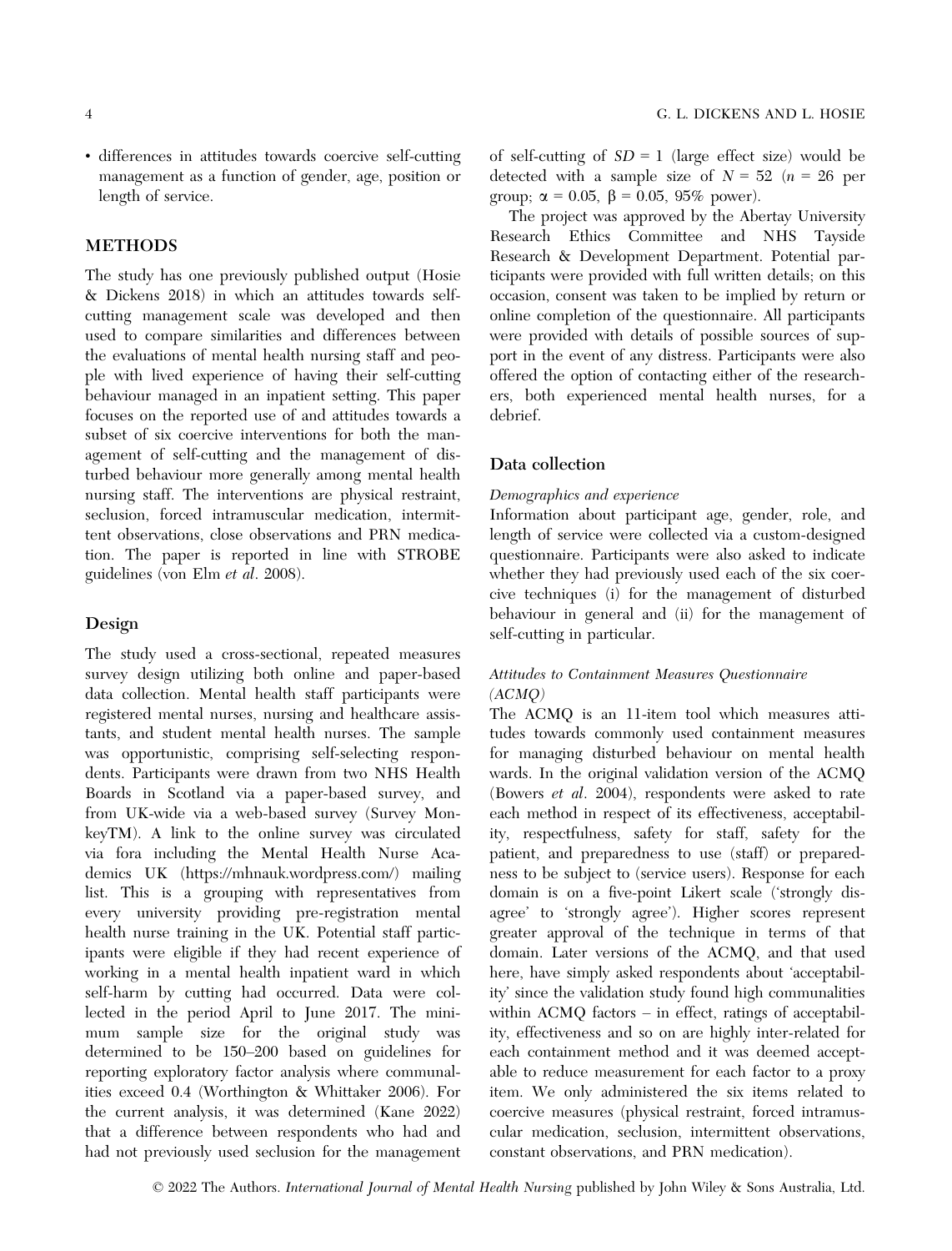- differences in attitudes towards coercive self-cutting management as a function of gender, age, position or length of service.

## METHODS

The study has one previously published output (Hosie & Dickens 2018) in which an attitudes towards self-cutting management scale was developed and then used to compare similarities and differences between the evaluations of mental health nursing staff and people with lived experience of having their self-cutting behaviour managed in an inpatient setting. This paper focuses on the reported use of and attitudes towards a subset of six coercive interventions for both the management of self-cutting and the management of disturbed behaviour more generally among mental health nursing staff. The interventions are physical restraint, seclusion, forced intramuscular medication, intermittent observations, close observations and PRN medication. The paper is reported in line with STROBE guidelines (von Elm *et al*. 2008).

### Design

The study used a cross-sectional, repeated measures survey design utilizing both online and paper-based data collection. Mental health staff participants were registered mental nurses, nursing and healthcare assistants, and student mental health nurses. The sample was opportunistic, comprising self-selecting respondents. Participants were drawn from two NHS Health Boards in Scotland via a paper-based survey, and from UK-wide via a web-based survey (Survey MonkeyTM). A link to the online survey was circulated via fora including the Mental Health Nurse Academics UK (https://mhnauk.wordpress.com/) mailing list. This is a grouping with representatives from every university providing pre-registration mental health nurse training in the UK. Potential staff participants were eligible if they had recent experience of working in a mental health inpatient ward in which self-harm by cutting had occurred. Data were collected in the period April to June 2017. The minimum sample size for the original study was determined to be 150–200 based on guidelines for reporting exploratory factor analysis where communalities exceed 0.4 (Worthington & Whittaker 2006). For the current analysis, it was determined (Kane 2022) that a difference between respondents who had and had not previously used seclusion for the management of self-cutting of $SD = 1$ (large effect size) would be detected with a sample size of $N = 52$ ($n = 26$ per group; $\alpha = 0.05$, $\beta = 0.05$, 95% power).

The project was approved by the Abertay University Research Ethics Committee and NHS Tayside Research & Development Department. Potential participants were provided with full written details; on this occasion, consent was taken to be implied by return or online completion of the questionnaire. All participants were provided with details of possible sources of support in the event of any distress. Participants were also offered the option of contacting either of the researchers, both experienced mental health nurses, for a debrief.

### Data collection

#### *Demographics and experience*

Information about participant age, gender, role, and length of service were collected via a custom-designed questionnaire. Participants were also asked to indicate whether they had previously used each of the six coercive techniques (i) for the management of disturbed behaviour in general and (ii) for the management of self-cutting in particular.

#### *Attitudes to Containment Measures Questionnaire (ACMQ)*

The ACMQ is an 11-item tool which measures attitudes towards commonly used containment measures for managing disturbed behaviour on mental health wards. In the original validation version of the ACMQ (Bowers *et al*. 2004), respondents were asked to rate each method in respect of its effectiveness, acceptability, respectfulness, safety for staff, safety for the patient, and preparedness to use (staff) or preparedness to be subject to (service users). Response for each domain is on a five-point Likert scale ('strongly disagree' to 'strongly agree'). Higher scores represent greater approval of the technique in terms of that domain. Later versions of the ACMQ, and that used here, have simply asked respondents about 'acceptability' since the validation study found high communalities within ACMQ factors – in effect, ratings of acceptability, effectiveness and so on are highly inter-related for each containment method and it was deemed acceptable to reduce measurement for each factor to a proxy item. We only administered the six items related to coercive measures (physical restraint, forced intramuscular medication, seclusion, intermittent observations, constant observations, and PRN medication).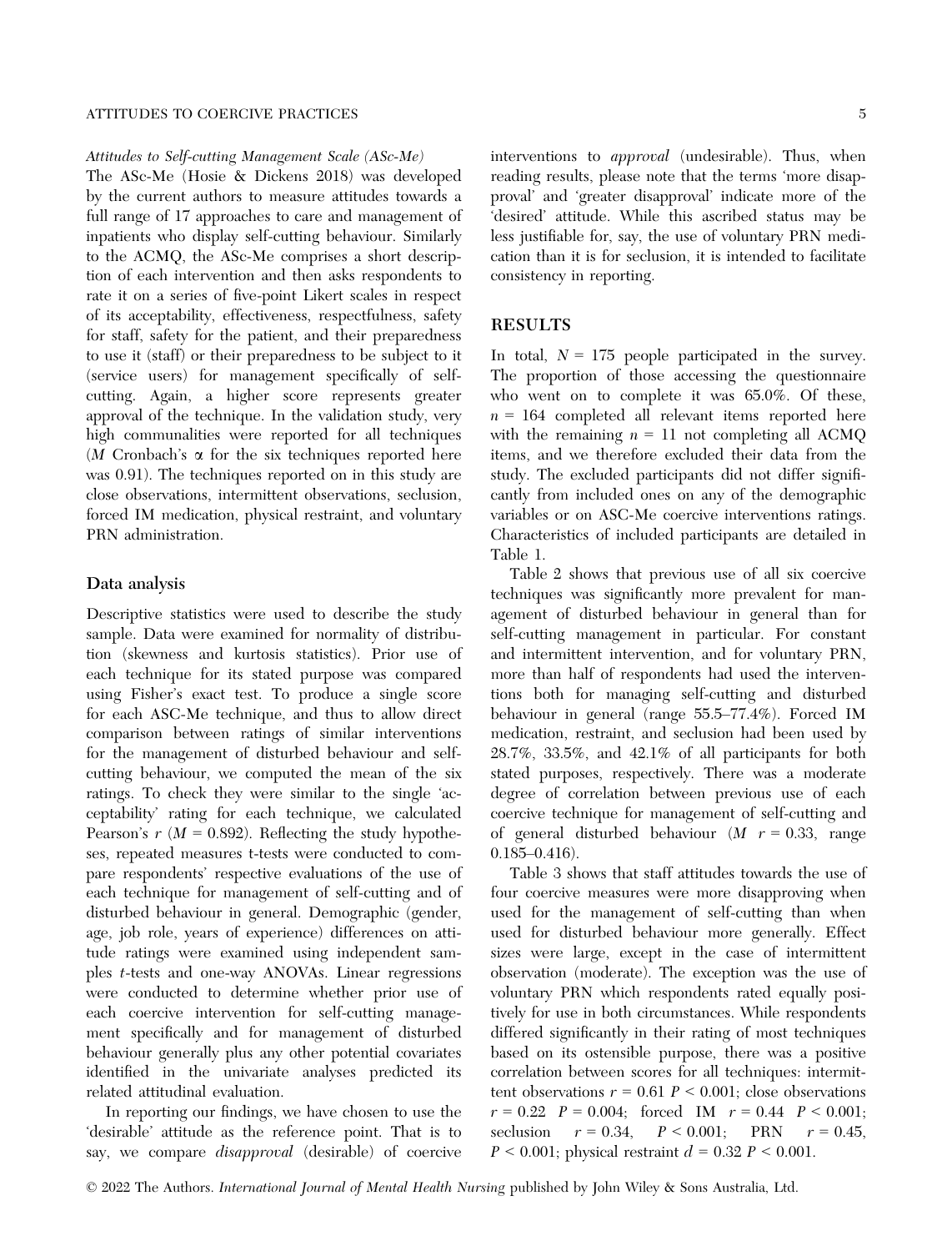*Attitudes to Self-cutting Management Scale (ASc-Me)*

The ASc-Me (Hosie & Dickens 2018) was developed by the current authors to measure attitudes towards a full range of 17 approaches to care and management of inpatients who display self-cutting behaviour. Similarly to the ACMQ, the ASc-Me comprises a short description of each intervention and then asks respondents to rate it on a series of five-point Likert scales in respect of its acceptability, effectiveness, respectfulness, safety for staff, safety for the patient, and their preparedness to use it (staff) or their preparedness to be subject to it (service users) for management specifically of self-cutting. Again, a higher score represents greater approval of the technique. In the validation study, very high communalities were reported for all techniques ($M$ Cronbach's $\alpha$ for the six techniques reported here was 0.91). The techniques reported on in this study are close observations, intermittent observations, seclusion, forced IM medication, physical restraint, and voluntary PRN administration.

## Data analysis

Descriptive statistics were used to describe the study sample. Data were examined for normality of distribution (skewness and kurtosis statistics). Prior use of each technique for its stated purpose was compared using Fisher's exact test. To produce a single score for each ASC-Me technique, and thus to allow direct comparison between ratings of similar interventions for the management of disturbed behaviour and self-cutting behaviour, we computed the mean of the six ratings. To check they were similar to the single 'acceptability' rating for each technique, we calculated Pearson's $r$ ($M = 0.892$). Reflecting the study hypotheses, repeated measures t-tests were conducted to compare respondents' respective evaluations of the use of each technique for management of self-cutting and of disturbed behaviour in general. Demographic (gender, age, job role, years of experience) differences on attitude ratings were examined using independent samples $t$-tests and one-way ANOVAs. Linear regressions were conducted to determine whether prior use of each coercive intervention for self-cutting management specifically and for management of disturbed behaviour generally plus any other potential covariates identified in the univariate analyses predicted its related attitudinal evaluation.

In reporting our findings, we have chosen to use the 'desirable' attitude as the reference point. That is to say, we compare *disapproval* (desirable) of coercive interventions to *approval* (undesirable). Thus, when reading results, please note that the terms 'more disapproval' and 'greater disapproval' indicate more of the 'desired' attitude. While this ascribed status may be less justifiable for, say, the use of voluntary PRN medication than it is for seclusion, it is intended to facilitate consistency in reporting.

## RESULTS

In total, $N = 175$ people participated in the survey. The proportion of those accessing the questionnaire who went on to complete it was 65.0%. Of these, $n = 164$ completed all relevant items reported here with the remaining $n = 11$ not completing all ACMQ items, and we therefore excluded their data from the study. The excluded participants did not differ significantly from included ones on any of the demographic variables or on ASC-Me coercive interventions ratings. Characteristics of included participants are detailed in Table 1.

Table 2 shows that previous use of all six coercive techniques was significantly more prevalent for management of disturbed behaviour in general than for self-cutting management in particular. For constant and intermittent intervention, and for voluntary PRN, more than half of respondents had used the interventions both for managing self-cutting and disturbed behaviour in general (range 55.5–77.4%). Forced IM medication, restraint, and seclusion had been used by 28.7%, 33.5%, and 42.1% of all participants for both stated purposes, respectively. There was a moderate degree of correlation between previous use of each coercive technique for management of self-cutting and of general disturbed behaviour ($M$ $r = 0.33$, range 0.185–0.416).

Table 3 shows that staff attitudes towards the use of four coercive measures were more disapproving when used for the management of self-cutting than when used for disturbed behaviour more generally. Effect sizes were large, except in the case of intermittent observation (moderate). The exception was the use of voluntary PRN which respondents rated equally positively for use in both circumstances. While respondents differed significantly in their rating of most techniques based on its ostensible purpose, there was a positive correlation between scores for all techniques: intermittent observations $r = 0.61$ $P < 0.001$; close observations $r = 0.22$ $P = 0.004$; forced IM $r = 0.44$ $P < 0.001$; seclusion $r = 0.34$, $P < 0.001$; PRN $r = 0.45$, $P < 0.001$; physical restraint $d = 0.32$ $P < 0.001$.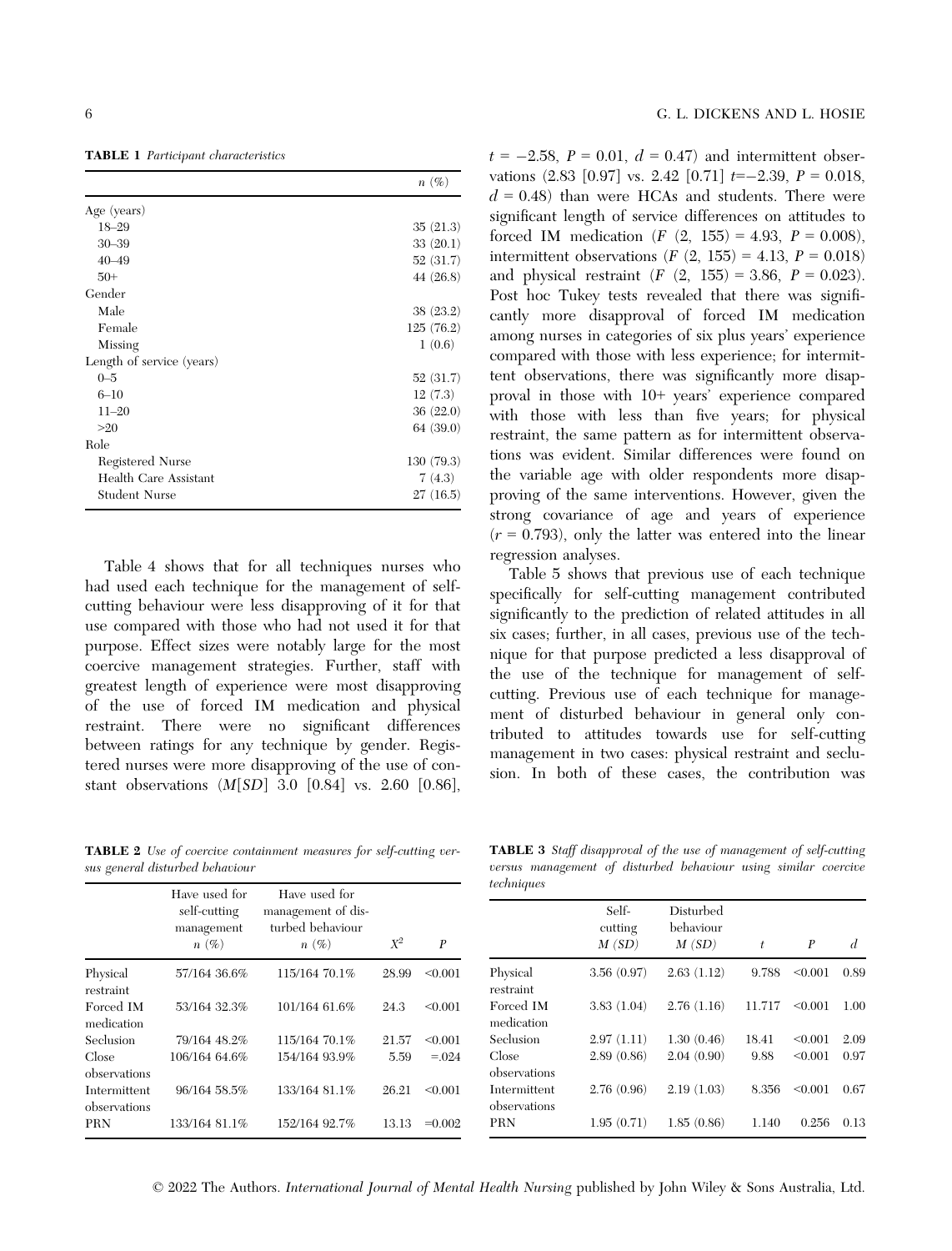**TABLE 1** *Participant characteristics*

| | *n* (%) |
|---|---|
| Age (years) | |
| 18–29 | 35 (21.3) |
| 30–39 | 33 (20.1) |
| 40–49 | 52 (31.7) |
| 50+ | 44 (26.8) |
| Gender | |
| Male | 38 (23.2) |
| Female | 125 (76.2) |
| Missing | 1 (0.6) |
| Length of service (years) | |
| 0–5 | 52 (31.7) |
| 6–10 | 12 (7.3) |
| 11–20 | 36 (22.0) |
| >20 | 64 (39.0) |
| Role | |
| Registered Nurse | 130 (79.3) |
| Health Care Assistant | 7 (4.3) |
| Student Nurse | 27 (16.5) |

Table 4 shows that for all techniques nurses who had used each technique for the management of self-cutting behaviour were less disapproving of it for that use compared with those who had not used it for that purpose. Effect sizes were notably large for the most coercive management strategies. Further, staff with greatest length of experience were most disapproving of the use of forced IM medication and physical restraint. There were no significant differences between ratings for any technique by gender. Registered nurses were more disapproving of the use of constant observations ($M[SD]$ 3.0 [0.84] vs. 2.60 [0.86], $t = -2.58$, $P = 0.01$, $d = 0.47$) and intermittent observations (2.83 [0.97] vs. 2.42 [0.71] $t = -2.39$, $P = 0.018$, $d = 0.48$) than were HCAs and students. There were significant length of service differences on attitudes to forced IM medication ($F$ (2, 155) = 4.93, $P = 0.008$), intermittent observations ($F$ (2, 155) = 4.13, $P = 0.018$) and physical restraint ($F$ (2, 155) = 3.86, $P = 0.023$). Post hoc Tukey tests revealed that there was significantly more disapproval of forced IM medication among nurses in categories of six plus years' experience compared with those with less experience; for intermittent observations, there was significantly more disapproval in those with 10+ years' experience compared with those with less than five years; for physical restraint, the same pattern as for intermittent observations was evident. Similar differences were found on the variable age with older respondents more disapproving of the same interventions. However, given the strong covariance of age and years of experience ($r = 0.793$), only the latter was entered into the linear regression analyses.

Table 5 shows that previous use of each technique specifically for self-cutting management contributed significantly to the prediction of related attitudes in all six cases; further, in all cases, previous use of the technique for that purpose predicted a less disapproval of the use of the technique for management of self-cutting. Previous use of each technique for management of disturbed behaviour in general only contributed to attitudes towards use for self-cutting management in two cases: physical restraint and seclusion. In both of these cases, the contribution was

**TABLE 2** *Use of coercive containment measures for self-cutting versus general disturbed behaviour*

| | Have used for self-cutting management *n* (%) | Have used for management of disturbed behaviour *n* (%) | $X^2$ | *P* |
|---|---|---|---|---|
| Physical restraint | 57/164 36.6% | 115/164 70.1% | 28.99 | <0.001 |
| Forced IM medication | 53/164 32.3% | 101/164 61.6% | 24.3 | <0.001 |
| Seclusion | 79/164 48.2% | 115/164 70.1% | 21.57 | <0.001 |
| Close observations | 106/164 64.6% | 154/164 93.9% | 5.59 | =.024 |
| Intermittent observations | 96/164 58.5% | 133/164 81.1% | 26.21 | <0.001 |
| PRN | 133/164 81.1% | 152/164 92.7% | 13.13 | =0.002 |

**TABLE 3** *Staff disapproval of the use of management of self-cutting versus management of disturbed behaviour using similar coercive techniques*

| | Self-cutting *M* (*SD*) | Disturbed behaviour *M* (*SD*) | *t* | *P* | *d* |
|---|---|---|---|---|---|
| Physical restraint | 3.56 (0.97) | 2.63 (1.12) | 9.788 | <0.001 | 0.89 |
| Forced IM medication | 3.83 (1.04) | 2.76 (1.16) | 11.717 | <0.001 | 1.00 |
| Seclusion | 2.97 (1.11) | 1.30 (0.46) | 18.41 | <0.001 | 2.09 |
| Close observations | 2.89 (0.86) | 2.04 (0.90) | 9.88 | <0.001 | 0.97 |
| Intermittent observations | 2.76 (0.96) | 2.19 (1.03) | 8.356 | <0.001 | 0.67 |
| PRN | 1.95 (0.71) | 1.85 (0.86) | 1.140 | 0.256 | 0.13 |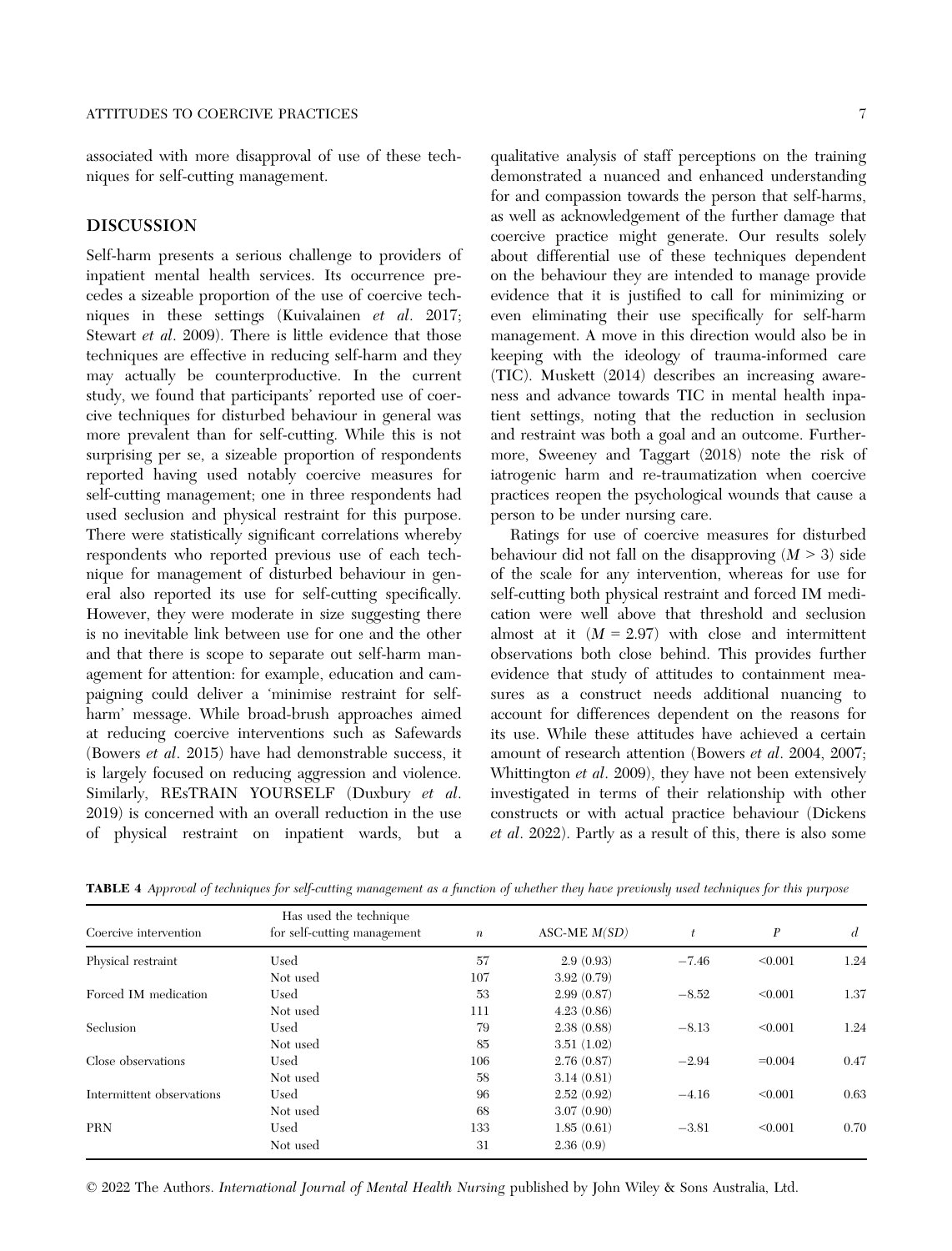associated with more disapproval of use of these techniques for self-cutting management.

## DISCUSSION

Self-harm presents a serious challenge to providers of inpatient mental health services. Its occurrence precedes a sizeable proportion of the use of coercive techniques in these settings (Kuivalainen *et al*. 2017; Stewart *et al*. 2009). There is little evidence that those techniques are effective in reducing self-harm and they may actually be counterproductive. In the current study, we found that participants' reported use of coercive techniques for disturbed behaviour in general was more prevalent than for self-cutting. While this is not surprising per se, a sizeable proportion of respondents reported having used notably coercive measures for self-cutting management; one in three respondents had used seclusion and physical restraint for this purpose. There were statistically significant correlations whereby respondents who reported previous use of each technique for management of disturbed behaviour in general also reported its use for self-cutting specifically. However, they were moderate in size suggesting there is no inevitable link between use for one and the other and that there is scope to separate out self-harm management for attention: for example, education and campaigning could deliver a 'minimise restraint for self-harm' message. While broad-brush approaches aimed at reducing coercive interventions such as Safewards (Bowers *et al*. 2015) have had demonstrable success, it is largely focused on reducing aggression and violence. Similarly, REsTRAIN YOURSELF (Duxbury *et al*. 2019) is concerned with an overall reduction in the use of physical restraint on inpatient wards, but a qualitative analysis of staff perceptions on the training demonstrated a nuanced and enhanced understanding for and compassion towards the person that self-harms, as well as acknowledgement of the further damage that coercive practice might generate. Our results solely about differential use of these techniques dependent on the behaviour they are intended to manage provide evidence that it is justified to call for minimizing or even eliminating their use specifically for self-harm management. A move in this direction would also be in keeping with the ideology of trauma-informed care (TIC). Muskett (2014) describes an increasing awareness and advance towards TIC in mental health inpatient settings, noting that the reduction in seclusion and restraint was both a goal and an outcome. Furthermore, Sweeney and Taggart (2018) note the risk of iatrogenic harm and re-traumatization when coercive practices reopen the psychological wounds that cause a person to be under nursing care.

Ratings for use of coercive measures for disturbed behaviour did not fall on the disapproving ($M > 3$) side of the scale for any intervention, whereas for use for self-cutting both physical restraint and forced IM medication were well above that threshold and seclusion almost at it ($M = 2.97$) with close and intermittent observations both close behind. This provides further evidence that study of attitudes to containment measures as a construct needs additional nuancing to account for differences dependent on the reasons for its use. While these attitudes have achieved a certain amount of research attention (Bowers *et al*. 2004, 2007; Whittington *et al*. 2009), they have not been extensively investigated in terms of their relationship with other constructs or with actual practice behaviour (Dickens *et al*. 2022). Partly as a result of this, there is also some

**TABLE 4** *Approval of techniques for self-cutting management as a function of whether they have previously used techniques for this purpose*

| Coercive intervention | Has used the technique for self-cutting management | $n$ | ASC-ME $M(SD)$ | $t$ | $P$ | $d$ |
|---|---|---|---|---|---|---|
| Physical restraint | Used | 57 | 2.9 (0.93) | −7.46 | <0.001 | 1.24 |
| | Not used | 107 | 3.92 (0.79) | | | |
| Forced IM medication | Used | 53 | 2.99 (0.87) | −8.52 | <0.001 | 1.37 |
| | Not used | 111 | 4.23 (0.86) | | | |
| Seclusion | Used | 79 | 2.38 (0.88) | −8.13 | <0.001 | 1.24 |
| | Not used | 85 | 3.51 (1.02) | | | |
| Close observations | Used | 106 | 2.76 (0.87) | −2.94 | =0.004 | 0.47 |
| | Not used | 58 | 3.14 (0.81) | | | |
| Intermittent observations | Used | 96 | 2.52 (0.92) | −4.16 | <0.001 | 0.63 |
| | Not used | 68 | 3.07 (0.90) | | | |
| PRN | Used | 133 | 1.85 (0.61) | −3.81 | <0.001 | 0.70 |
| | Not used | 31 | 2.36 (0.9) | | | |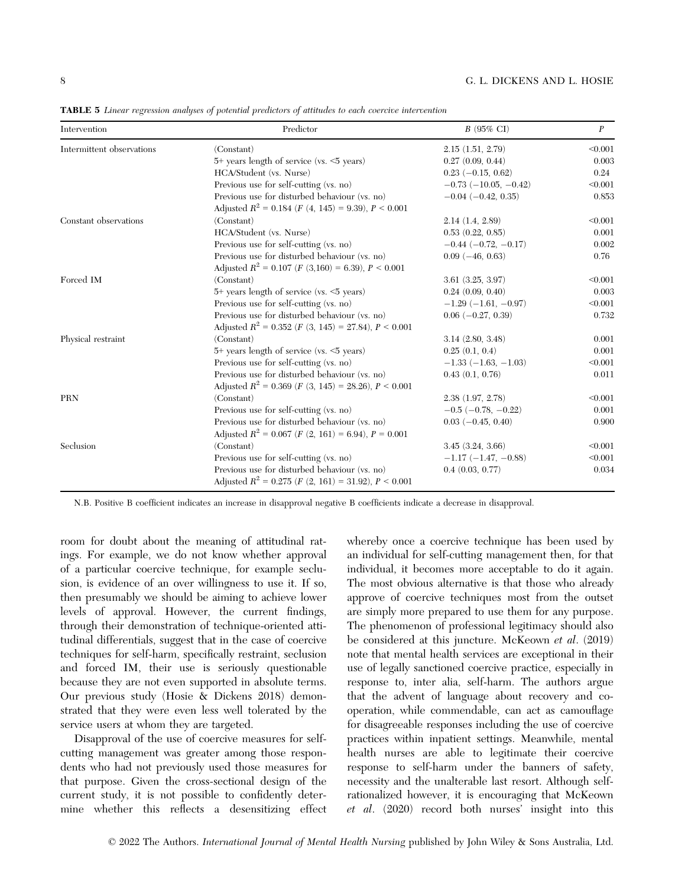**TABLE 5** *Linear regression analyses of potential predictors of attitudes to each coercive intervention*

| Intervention | Predictor | *B* (95% CI) | *P* |
|---|---|---|---|
| Intermittent observations | (Constant) | 2.15 (1.51, 2.79) | <0.001 |
| | 5+ years length of service (vs. <5 years) | 0.27 (0.09, 0.44) | 0.003 |
| | HCA/Student (vs. Nurse) | 0.23 (−0.15, 0.62) | 0.24 |
| | Previous use for self-cutting (vs. no) | −0.73 (−10.05, −0.42) | <0.001 |
| | Previous use for disturbed behaviour (vs. no) | −0.04 (−0.42, 0.35) | 0.853 |
| | Adjusted $R^2$ = 0.184 ($F$ (4, 145) = 9.39), $P$ < 0.001 | | |
| Constant observations | (Constant) | 2.14 (1.4, 2.89) | <0.001 |
| | HCA/Student (vs. Nurse) | 0.53 (0.22, 0.85) | 0.001 |
| | Previous use for self-cutting (vs. no) | −0.44 (−0.72, −0.17) | 0.002 |
| | Previous use for disturbed behaviour (vs. no) | 0.09 (−46, 0.63) | 0.76 |
| | Adjusted $R^2$ = 0.107 ($F$ (3,160) = 6.39), $P$ < 0.001 | | |
| Forced IM | (Constant) | 3.61 (3.25, 3.97) | <0.001 |
| | 5+ years length of service (vs. <5 years) | 0.24 (0.09, 0.40) | 0.003 |
| | Previous use for self-cutting (vs. no) | −1.29 (−1.61, −0.97) | <0.001 |
| | Previous use for disturbed behaviour (vs. no) | 0.06 (−0.27, 0.39) | 0.732 |
| | Adjusted $R^2$ = 0.352 ($F$ (3, 145) = 27.84), $P$ < 0.001 | | |
| Physical restraint | (Constant) | 3.14 (2.80, 3.48) | 0.001 |
| | 5+ years length of service (vs. <5 years) | 0.25 (0.1, 0.4) | 0.001 |
| | Previous use for self-cutting (vs. no) | −1.33 (−1.63, −1.03) | <0.001 |
| | Previous use for disturbed behaviour (vs. no) | 0.43 (0.1, 0.76) | 0.011 |
| | Adjusted $R^2$ = 0.369 ($F$ (3, 145) = 28.26), $P$ < 0.001 | | |
| PRN | (Constant) | 2.38 (1.97, 2.78) | <0.001 |
| | Previous use for self-cutting (vs. no) | −0.5 (−0.78, −0.22) | 0.001 |
| | Previous use for disturbed behaviour (vs. no) | 0.03 (−0.45, 0.40) | 0.900 |
| | Adjusted $R^2$ = 0.067 ($F$ (2, 161) = 6.94), $P$ = 0.001 | | |
| Seclusion | (Constant) | 3.45 (3.24, 3.66) | <0.001 |
| | Previous use for self-cutting (vs. no) | −1.17 (−1.47, −0.88) | <0.001 |
| | Previous use for disturbed behaviour (vs. no) | 0.4 (0.03, 0.77) | 0.034 |
| | Adjusted $R^2$ = 0.275 ($F$ (2, 161) = 31.92), $P$ < 0.001 | | |

N.B. Positive B coefficient indicates an increase in disapproval negative B coefficients indicate a decrease in disapproval.

room for doubt about the meaning of attitudinal ratings. For example, we do not know whether approval of a particular coercive technique, for example seclusion, is evidence of an over willingness to use it. If so, then presumably we should be aiming to achieve lower levels of approval. However, the current findings, through their demonstration of technique-oriented attitudinal differentials, suggest that in the case of coercive techniques for self-harm, specifically restraint, seclusion and forced IM, their use is seriously questionable because they are not even supported in absolute terms. Our previous study (Hosie & Dickens 2018) demonstrated that they were even less well tolerated by the service users at whom they are targeted.

Disapproval of the use of coercive measures for self-cutting management was greater among those respondents who had not previously used those measures for that purpose. Given the cross-sectional design of the current study, it is not possible to confidently determine whether this reflects a desensitizing effect whereby once a coercive technique has been used by an individual for self-cutting management then, for that individual, it becomes more acceptable to do it again. The most obvious alternative is that those who already approve of coercive techniques most from the outset are simply more prepared to use them for any purpose. The phenomenon of professional legitimacy should also be considered at this juncture. McKeown *et al*. (2019) note that mental health services are exceptional in their use of legally sanctioned coercive practice, especially in response to, inter alia, self-harm. The authors argue that the advent of language about recovery and co-operation, while commendable, can act as camouflage for disagreeable responses including the use of coercive practices within inpatient settings. Meanwhile, mental health nurses are able to legitimate their coercive response to self-harm under the banners of safety, necessity and the unalterable last resort. Although self-rationalized however, it is encouraging that McKeown *et al*. (2020) record both nurses' insight into this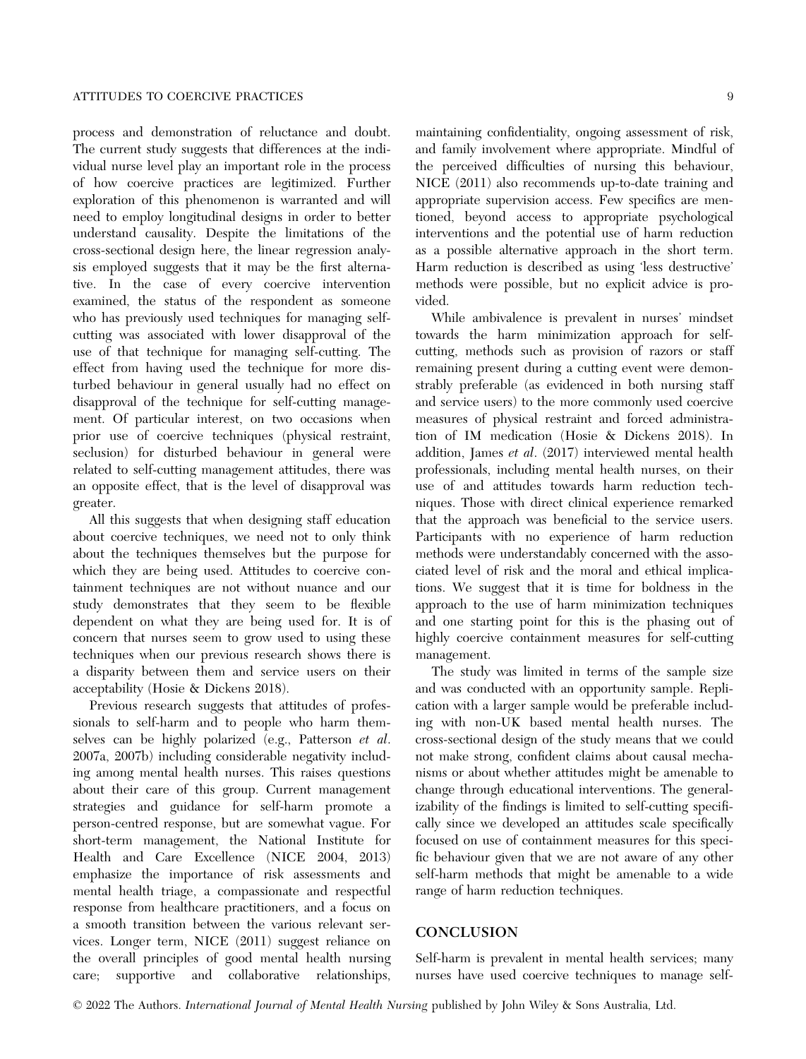process and demonstration of reluctance and doubt. The current study suggests that differences at the individual nurse level play an important role in the process of how coercive practices are legitimized. Further exploration of this phenomenon is warranted and will need to employ longitudinal designs in order to better understand causality. Despite the limitations of the cross-sectional design here, the linear regression analysis employed suggests that it may be the first alternative. In the case of every coercive intervention examined, the status of the respondent as someone who has previously used techniques for managing self-cutting was associated with lower disapproval of the use of that technique for managing self-cutting. The effect from having used the technique for more disturbed behaviour in general usually had no effect on disapproval of the technique for self-cutting management. Of particular interest, on two occasions when prior use of coercive techniques (physical restraint, seclusion) for disturbed behaviour in general were related to self-cutting management attitudes, there was an opposite effect, that is the level of disapproval was greater.

All this suggests that when designing staff education about coercive techniques, we need not to only think about the techniques themselves but the purpose for which they are being used. Attitudes to coercive containment techniques are not without nuance and our study demonstrates that they seem to be flexible dependent on what they are being used for. It is of concern that nurses seem to grow used to using these techniques when our previous research shows there is a disparity between them and service users on their acceptability (Hosie & Dickens 2018).

Previous research suggests that attitudes of professionals to self-harm and to people who harm themselves can be highly polarized (e.g., Patterson *et al.* 2007a, 2007b) including considerable negativity including among mental health nurses. This raises questions about their care of this group. Current management strategies and guidance for self-harm promote a person-centred response, but are somewhat vague. For short-term management, the National Institute for Health and Care Excellence (NICE 2004, 2013) emphasize the importance of risk assessments and mental health triage, a compassionate and respectful response from healthcare practitioners, and a focus on a smooth transition between the various relevant services. Longer term, NICE (2011) suggest reliance on the overall principles of good mental health nursing care; supportive and collaborative relationships, maintaining confidentiality, ongoing assessment of risk, and family involvement where appropriate. Mindful of the perceived difficulties of nursing this behaviour, NICE (2011) also recommends up-to-date training and appropriate supervision access. Few specifics are mentioned, beyond access to appropriate psychological interventions and the potential use of harm reduction as a possible alternative approach in the short term. Harm reduction is described as using 'less destructive' methods were possible, but no explicit advice is provided.

While ambivalence is prevalent in nurses' mindset towards the harm minimization approach for self-cutting, methods such as provision of razors or staff remaining present during a cutting event were demonstrably preferable (as evidenced in both nursing staff and service users) to the more commonly used coercive measures of physical restraint and forced administration of IM medication (Hosie & Dickens 2018). In addition, James *et al*. (2017) interviewed mental health professionals, including mental health nurses, on their use of and attitudes towards harm reduction techniques. Those with direct clinical experience remarked that the approach was beneficial to the service users. Participants with no experience of harm reduction methods were understandably concerned with the associated level of risk and the moral and ethical implications. We suggest that it is time for boldness in the approach to the use of harm minimization techniques and one starting point for this is the phasing out of highly coercive containment measures for self-cutting management.

The study was limited in terms of the sample size and was conducted with an opportunity sample. Replication with a larger sample would be preferable including with non-UK based mental health nurses. The cross-sectional design of the study means that we could not make strong, confident claims about causal mechanisms or about whether attitudes might be amenable to change through educational interventions. The generalizability of the findings is limited to self-cutting specifically since we developed an attitudes scale specifically focused on use of containment measures for this specific behaviour given that we are not aware of any other self-harm methods that might be amenable to a wide range of harm reduction techniques.

## CONCLUSION

Self-harm is prevalent in mental health services; many nurses have used coercive techniques to manage self-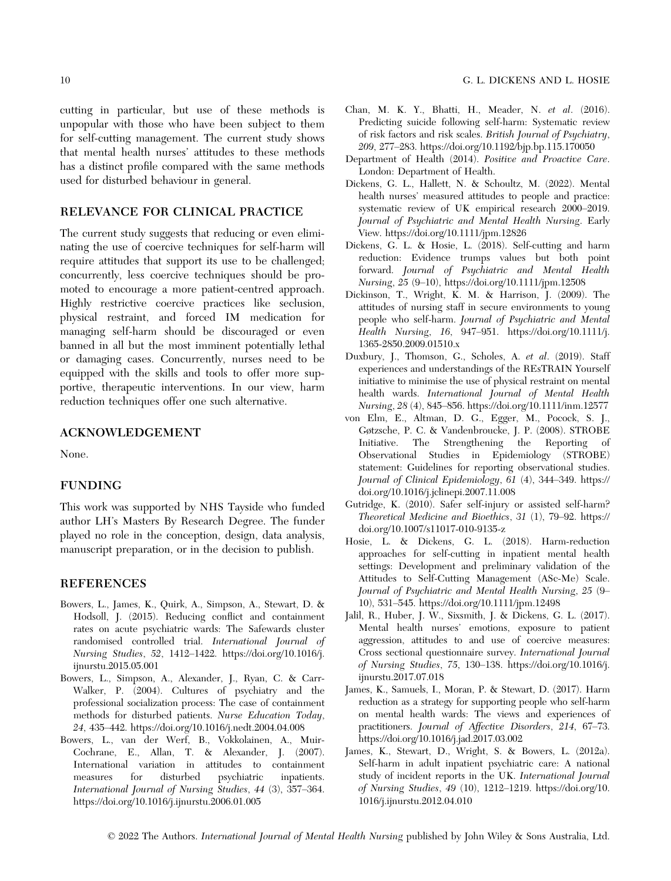cutting in particular, but use of these methods is unpopular with those who have been subject to them for self-cutting management. The current study shows that mental health nurses' attitudes to these methods has a distinct profile compared with the same methods used for disturbed behaviour in general.

## RELEVANCE FOR CLINICAL PRACTICE

The current study suggests that reducing or even eliminating the use of coercive techniques for self-harm will require attitudes that support its use to be challenged; concurrently, less coercive techniques should be promoted to encourage a more patient-centred approach. Highly restrictive coercive practices like seclusion, physical restraint, and forced IM medication for managing self-harm should be discouraged or even banned in all but the most imminent potentially lethal or damaging cases. Concurrently, nurses need to be equipped with the skills and tools to offer more supportive, therapeutic interventions. In our view, harm reduction techniques offer one such alternative.

## ACKNOWLEDGEMENT

None.

## FUNDING

This work was supported by NHS Tayside who funded author LH's Masters By Research Degree. The funder played no role in the conception, design, data analysis, manuscript preparation, or in the decision to publish.

## REFERENCES

Bowers, L., James, K., Quirk, A., Simpson, A., Stewart, D. & Hodsoll, J. (2015). Reducing conflict and containment rates on acute psychiatric wards: The Safewards cluster randomised controlled trial. *International Journal of Nursing Studies*, *52*, 1412–1422. https://doi.org/10.1016/j.ijnurstu.2015.05.001

Bowers, L., Simpson, A., Alexander, J., Ryan, C. & Carr-Walker, P. (2004). Cultures of psychiatry and the professional socialization process: The case of containment methods for disturbed patients. *Nurse Education Today*, *24*, 435–442. https://doi.org/10.1016/j.nedt.2004.04.008

Bowers, L., van der Werf, B., Vokkolainen, A., Muir-Cochrane, E., Allan, T. & Alexander, J. (2007). International variation in attitudes to containment measures for disturbed psychiatric inpatients. *International Journal of Nursing Studies*, *44* (3), 357–364. https://doi.org/10.1016/j.ijnurstu.2006.01.005

Chan, M. K. Y., Bhatti, H., Meader, N. *et al*. (2016). Predicting suicide following self-harm: Systematic review of risk factors and risk scales. *British Journal of Psychiatry*, *209*, 277–283. https://doi.org/10.1192/bjp.bp.115.170050

Department of Health (2014). *Positive and Proactive Care*. London: Department of Health.

Dickens, G. L., Hallett, N. & Schoultz, M. (2022). Mental health nurses' measured attitudes to people and practice: systematic review of UK empirical research 2000–2019. *Journal of Psychiatric and Mental Health Nursing*. Early View. https://doi.org/10.1111/jpm.12826

Dickens, G. L. & Hosie, L. (2018). Self-cutting and harm reduction: Evidence trumps values but both point forward. *Journal of Psychiatric and Mental Health Nursing*, *25* (9–10), https://doi.org/10.1111/jpm.12508

Dickinson, T., Wright, K. M. & Harrison, J. (2009). The attitudes of nursing staff in secure environments to young people who self-harm. *Journal of Psychiatric and Mental Health Nursing*, *16*, 947–951. https://doi.org/10.1111/j.1365-2850.2009.01510.x

Duxbury, J., Thomson, G., Scholes, A. *et al*. (2019). Staff experiences and understandings of the REsTRAIN Yourself initiative to minimise the use of physical restraint on mental health wards. *International Journal of Mental Health Nursing*, *28* (4), 845–856. https://doi.org/10.1111/inm.12577

von Elm, E., Altman, D. G., Egger, M., Pocock, S. J., Gøtzsche, P. C. & Vandenbroucke, J. P. (2008). STROBE Initiative. The Strengthening the Reporting of Observational Studies in Epidemiology (STROBE) statement: Guidelines for reporting observational studies. *Journal of Clinical Epidemiology*, *61* (4), 344–349. https://doi.org/10.1016/j.jclinepi.2007.11.008

Gutridge, K. (2010). Safer self-injury or assisted self-harm? *Theoretical Medicine and Bioethics*, *31* (1), 79–92. https://doi.org/10.1007/s11017-010-9135-z

Hosie, L. & Dickens, G. L. (2018). Harm-reduction approaches for self-cutting in inpatient mental health settings: Development and preliminary validation of the Attitudes to Self-Cutting Management (ASc-Me) Scale. *Journal of Psychiatric and Mental Health Nursing*, *25* (9–10), 531–545. https://doi.org/10.1111/jpm.12498

Jalil, R., Huber, J. W., Sixsmith, J. & Dickens, G. L. (2017). Mental health nurses' emotions, exposure to patient aggression, attitudes to and use of coercive measures: Cross sectional questionnaire survey. *International Journal of Nursing Studies*, *75*, 130–138. https://doi.org/10.1016/j.ijnurstu.2017.07.018

James, K., Samuels, I., Moran, P. & Stewart, D. (2017). Harm reduction as a strategy for supporting people who self-harm on mental health wards: The views and experiences of practitioners. *Journal of Affective Disorders*, *214*, 67–73. https://doi.org/10.1016/j.jad.2017.03.002

James, K., Stewart, D., Wright, S. & Bowers, L. (2012a). Self-harm in adult inpatient psychiatric care: A national study of incident reports in the UK. *International Journal of Nursing Studies*, *49* (10), 1212–1219. https://doi.org/10.1016/j.ijnurstu.2012.04.010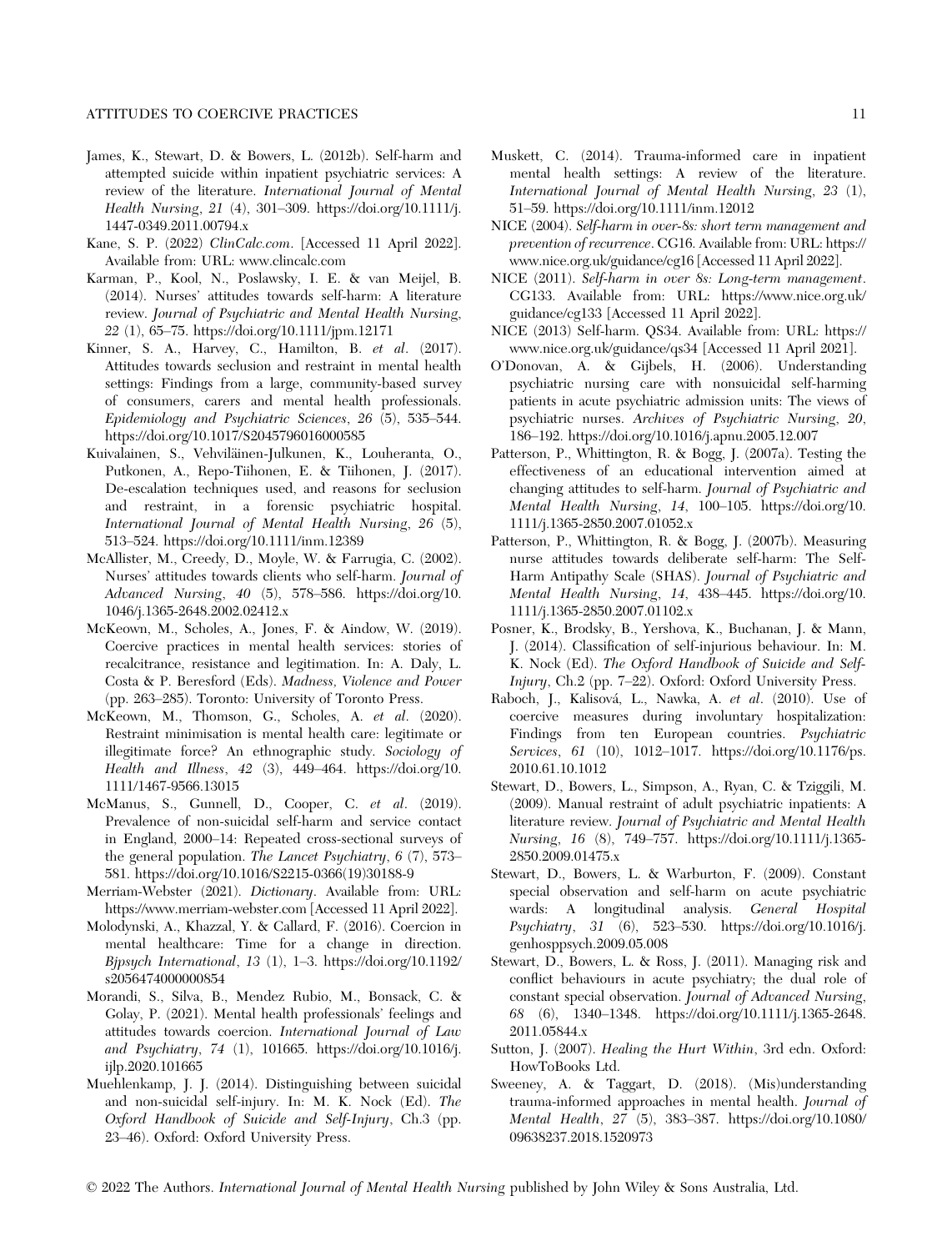James, K., Stewart, D. & Bowers, L. (2012b). Self-harm and attempted suicide within inpatient psychiatric services: A review of the literature. *International Journal of Mental Health Nursing*, *21* (4), 301–309. https://doi.org/10.1111/j.1447-0349.2011.00794.x

Kane, S. P. (2022) *ClinCalc.com*. [Accessed 11 April 2022]. Available from: URL: www.clincalc.com

Karman, P., Kool, N., Poslawsky, I. E. & van Meijel, B. (2014). Nurses' attitudes towards self-harm: A literature review. *Journal of Psychiatric and Mental Health Nursing*, *22* (1), 65–75. https://doi.org/10.1111/jpm.12171

Kinner, S. A., Harvey, C., Hamilton, B. *et al*. (2017). Attitudes towards seclusion and restraint in mental health settings: Findings from a large, community-based survey of consumers, carers and mental health professionals. *Epidemiology and Psychiatric Sciences*, *26* (5), 535–544. https://doi.org/10.1017/S2045796016000585

Kuivalainen, S., Vehviläinen-Julkunen, K., Louheranta, O., Putkonen, A., Repo-Tiihonen, E. & Tiihonen, J. (2017). De-escalation techniques used, and reasons for seclusion and restraint, in a forensic psychiatric hospital. *International Journal of Mental Health Nursing*, *26* (5), 513–524. https://doi.org/10.1111/inm.12389

McAllister, M., Creedy, D., Moyle, W. & Farrugia, C. (2002). Nurses' attitudes towards clients who self-harm. *Journal of Advanced Nursing*, *40* (5), 578–586. https://doi.org/10.1046/j.1365-2648.2002.02412.x

McKeown, M., Scholes, A., Jones, F. & Aindow, W. (2019). Coercive practices in mental health services: stories of recalcitrance, resistance and legitimation. In: A. Daly, L. Costa & P. Beresford (Eds). *Madness, Violence and Power* (pp. 263–285). Toronto: University of Toronto Press.

McKeown, M., Thomson, G., Scholes, A. *et al*. (2020). Restraint minimisation is mental health care: legitimate or illegitimate force? An ethnographic study. *Sociology of Health and Illness*, *42* (3), 449–464. https://doi.org/10.1111/1467-9566.13015

McManus, S., Gunnell, D., Cooper, C. *et al*. (2019). Prevalence of non-suicidal self-harm and service contact in England, 2000–14: Repeated cross-sectional surveys of the general population. *The Lancet Psychiatry*, *6* (7), 573–581. https://doi.org/10.1016/S2215-0366(19)30188-9

Merriam-Webster (2021). *Dictionary*. Available from: URL: https://www.merriam-webster.com [Accessed 11 April 2022].

Molodynski, A., Khazzal, Y. & Callard, F. (2016). Coercion in mental healthcare: Time for a change in direction. *Bjpsych International*, *13* (1), 1–3. https://doi.org/10.1192/s2056474000000854

Morandi, S., Silva, B., Mendez Rubio, M., Bonsack, C. & Golay, P. (2021). Mental health professionals' feelings and attitudes towards coercion. *International Journal of Law and Psychiatry*, *74* (1), 101665. https://doi.org/10.1016/j.ijlp.2020.101665

Muehlenkamp, J. J. (2014). Distinguishing between suicidal and non-suicidal self-injury. In: M. K. Nock (Ed). *The Oxford Handbook of Suicide and Self-Injury*, Ch.3 (pp. 23–46). Oxford: Oxford University Press.

Muskett, C. (2014). Trauma-informed care in inpatient mental health settings: A review of the literature. *International Journal of Mental Health Nursing*, *23* (1), 51–59. https://doi.org/10.1111/inm.12012

NICE (2004). *Self-harm in over-8s: short term management and prevention of recurrence*. CG16. Available from: URL: https://www.nice.org.uk/guidance/cg16 [Accessed 11 April 2022].

NICE (2011). *Self-harm in over 8s: Long-term management*. CG133. Available from: URL: https://www.nice.org.uk/guidance/cg133 [Accessed 11 April 2022].

NICE (2013) Self-harm. QS34. Available from: URL: https://www.nice.org.uk/guidance/qs34 [Accessed 11 April 2021].

O'Donovan, A. & Gijbels, H. (2006). Understanding psychiatric nursing care with nonsuicidal self-harming patients in acute psychiatric admission units: The views of psychiatric nurses. *Archives of Psychiatric Nursing*, *20*, 186–192. https://doi.org/10.1016/j.apnu.2005.12.007

Patterson, P., Whittington, R. & Bogg, J. (2007a). Testing the effectiveness of an educational intervention aimed at changing attitudes to self-harm. *Journal of Psychiatric and Mental Health Nursing*, *14*, 100–105. https://doi.org/10.1111/j.1365-2850.2007.01052.x

Patterson, P., Whittington, R. & Bogg, J. (2007b). Measuring nurse attitudes towards deliberate self-harm: The Self-Harm Antipathy Scale (SHAS). *Journal of Psychiatric and Mental Health Nursing*, *14*, 438–445. https://doi.org/10.1111/j.1365-2850.2007.01102.x

Posner, K., Brodsky, B., Yershova, K., Buchanan, J. & Mann, J. (2014). Classification of self-injurious behaviour. In: M. K. Nock (Ed). *The Oxford Handbook of Suicide and Self-Injury*, Ch.2 (pp. 7–22). Oxford: Oxford University Press.

Raboch, J., Kalisová, L., Nawka, A. *et al*. (2010). Use of coercive measures during involuntary hospitalization: Findings from ten European countries. *Psychiatric Services*, *61* (10), 1012–1017. https://doi.org/10.1176/ps.2010.61.10.1012

Stewart, D., Bowers, L., Simpson, A., Ryan, C. & Tziggili, M. (2009). Manual restraint of adult psychiatric inpatients: A literature review. *Journal of Psychiatric and Mental Health Nursing*, *16* (8), 749–757. https://doi.org/10.1111/j.1365-2850.2009.01475.x

Stewart, D., Bowers, L. & Warburton, F. (2009). Constant special observation and self-harm on acute psychiatric wards: A longitudinal analysis. *General Hospital Psychiatry*, *31* (6), 523–530. https://doi.org/10.1016/j.genhosppsych.2009.05.008

Stewart, D., Bowers, L. & Ross, J. (2011). Managing risk and conflict behaviours in acute psychiatry; the dual role of constant special observation. *Journal of Advanced Nursing*, *68* (6), 1340–1348. https://doi.org/10.1111/j.1365-2648.2011.05844.x

Sutton, J. (2007). *Healing the Hurt Within*, 3rd edn. Oxford: HowToBooks Ltd.

Sweeney, A. & Taggart, D. (2018). (Mis)understanding trauma-informed approaches in mental health. *Journal of Mental Health*, *27* (5), 383–387. https://doi.org/10.1080/09638237.2018.1520973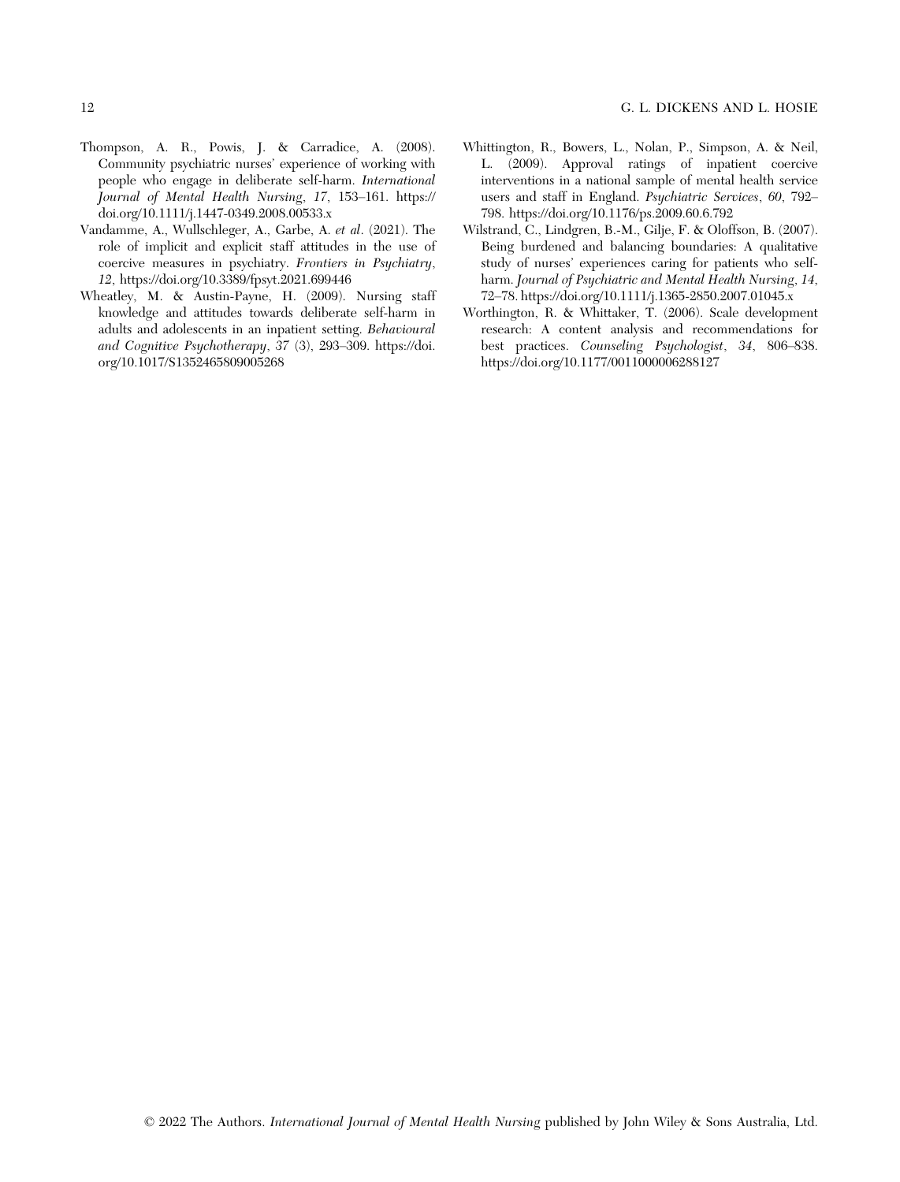Thompson, A. R., Powis, J. & Carradice, A. (2008). Community psychiatric nurses' experience of working with people who engage in deliberate self-harm. *International Journal of Mental Health Nursing*, *17*, 153–161. https://doi.org/10.1111/j.1447-0349.2008.00533.x

Vandamme, A., Wullschleger, A., Garbe, A. *et al*. (2021). The role of implicit and explicit staff attitudes in the use of coercive measures in psychiatry. *Frontiers in Psychiatry*, *12*, https://doi.org/10.3389/fpsyt.2021.699446

Wheatley, M. & Austin-Payne, H. (2009). Nursing staff knowledge and attitudes towards deliberate self-harm in adults and adolescents in an inpatient setting. *Behavioural and Cognitive Psychotherapy*, *37* (3), 293–309. https://doi.org/10.1017/S1352465809005268

Whittington, R., Bowers, L., Nolan, P., Simpson, A. & Neil, L. (2009). Approval ratings of inpatient coercive interventions in a national sample of mental health service users and staff in England. *Psychiatric Services*, *60*, 792–798. https://doi.org/10.1176/ps.2009.60.6.792

Wilstrand, C., Lindgren, B.-M., Gilje, F. & Oloffson, B. (2007). Being burdened and balancing boundaries: A qualitative study of nurses' experiences caring for patients who self-harm. *Journal of Psychiatric and Mental Health Nursing*, *14*, 72–78. https://doi.org/10.1111/j.1365-2850.2007.01045.x

Worthington, R. & Whittaker, T. (2006). Scale development research: A content analysis and recommendations for best practices. *Counseling Psychologist*, *34*, 806–838. https://doi.org/10.1177/0011000006288127

© 2022 The Authors. *International Journal of Mental Health Nursing* published by John Wiley & Sons Australia, Ltd.